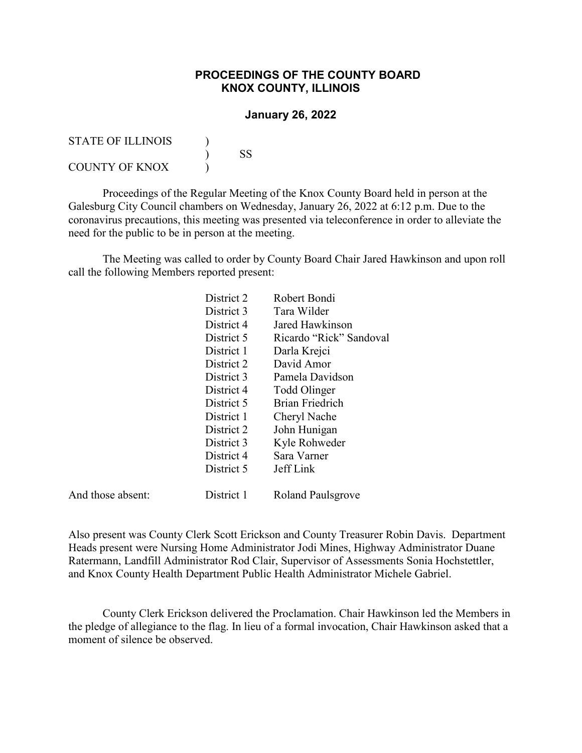# PROCEEDINGS OF THE COUNTY BOARD
# KNOX COUNTY, ILLINOIS

## January 26, 2022

STATE OF ILLINOIS )
) SS
COUNTY OF KNOX )

Proceedings of the Regular Meeting of the Knox County Board held in person at the Galesburg City Council chambers on Wednesday, January 26, 2022 at 6:12 p.m. Due to the coronavirus precautions, this meeting was presented via teleconference in order to alleviate the need for the public to be in person at the meeting.

The Meeting was called to order by County Board Chair Jared Hawkinson and upon roll call the following Members reported present:

| | | |
|---|---|---|
| | District 2 | Robert Bondi |
| | District 3 | Tara Wilder |
| | District 4 | Jared Hawkinson |
| | District 5 | Ricardo "Rick" Sandoval |
| | District 1 | Darla Krejci |
| | District 2 | David Amor |
| | District 3 | Pamela Davidson |
| | District 4 | Todd Olinger |
| | District 5 | Brian Friedrich |
| | District 1 | Cheryl Nache |
| | District 2 | John Hunigan |
| | District 3 | Kyle Rohweder |
| | District 4 | Sara Varner |
| | District 5 | Jeff Link |
| And those absent: | District 1 | Roland Paulsgrove |

Also present was County Clerk Scott Erickson and County Treasurer Robin Davis. Department Heads present were Nursing Home Administrator Jodi Mines, Highway Administrator Duane Ratermann, Landfill Administrator Rod Clair, Supervisor of Assessments Sonia Hochstettler, and Knox County Health Department Public Health Administrator Michele Gabriel.

County Clerk Erickson delivered the Proclamation. Chair Hawkinson led the Members in the pledge of allegiance to the flag. In lieu of a formal invocation, Chair Hawkinson asked that a moment of silence be observed.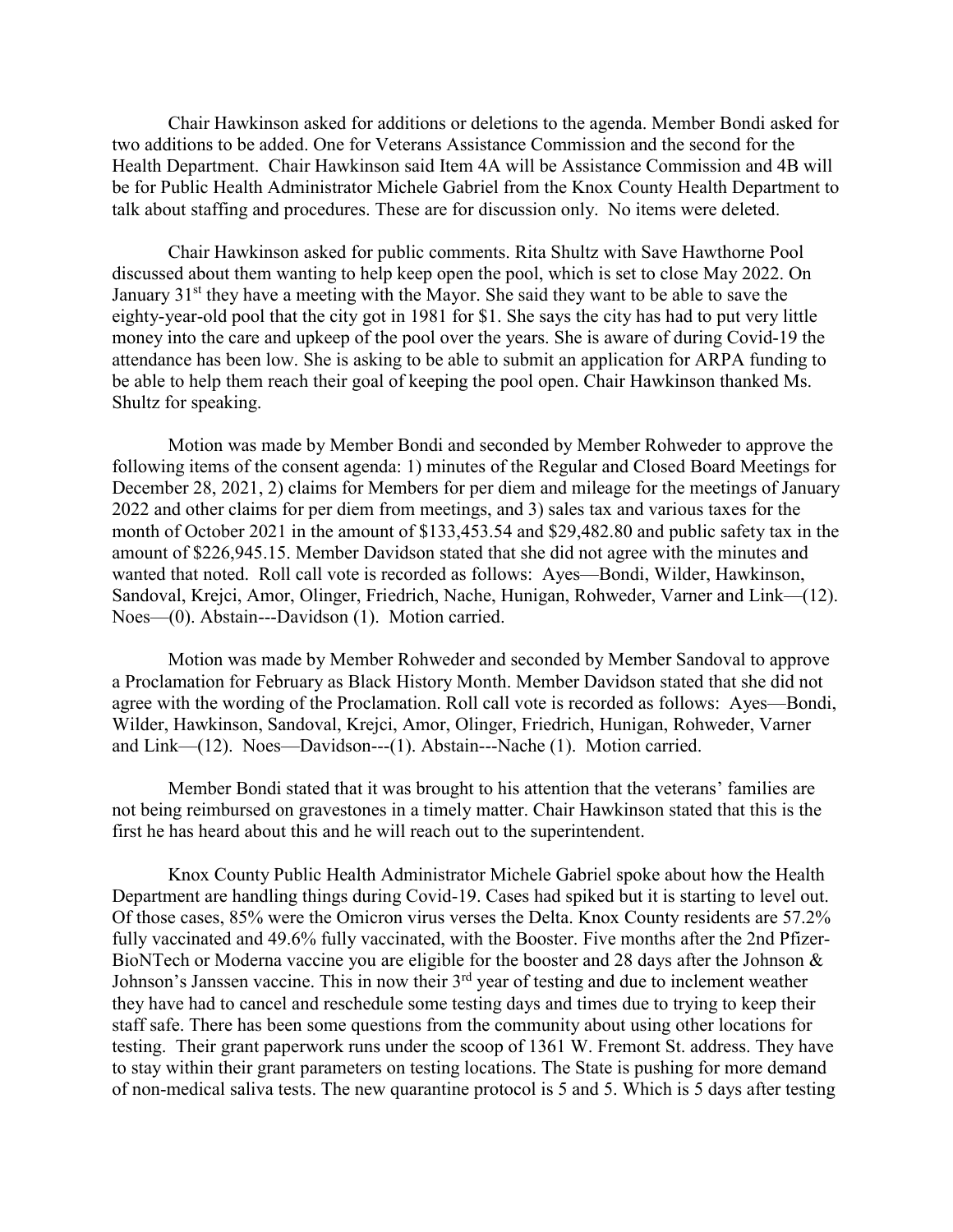Chair Hawkinson asked for additions or deletions to the agenda. Member Bondi asked for two additions to be added. One for Veterans Assistance Commission and the second for the Health Department. Chair Hawkinson said Item 4A will be Assistance Commission and 4B will be for Public Health Administrator Michele Gabriel from the Knox County Health Department to talk about staffing and procedures. These are for discussion only. No items were deleted.

Chair Hawkinson asked for public comments. Rita Shultz with Save Hawthorne Pool discussed about them wanting to help keep open the pool, which is set to close May 2022. On January 31st they have a meeting with the Mayor. She said they want to be able to save the eighty-year-old pool that the city got in 1981 for $1. She says the city has had to put very little money into the care and upkeep of the pool over the years. She is aware of during Covid-19 the attendance has been low. She is asking to be able to submit an application for ARPA funding to be able to help them reach their goal of keeping the pool open. Chair Hawkinson thanked Ms. Shultz for speaking.

Motion was made by Member Bondi and seconded by Member Rohweder to approve the following items of the consent agenda: 1) minutes of the Regular and Closed Board Meetings for December 28, 2021, 2) claims for Members for per diem and mileage for the meetings of January 2022 and other claims for per diem from meetings, and 3) sales tax and various taxes for the month of October 2021 in the amount of $133,453.54 and $29,482.80 and public safety tax in the amount of $226,945.15. Member Davidson stated that she did not agree with the minutes and wanted that noted. Roll call vote is recorded as follows: Ayes—Bondi, Wilder, Hawkinson, Sandoval, Krejci, Amor, Olinger, Friedrich, Nache, Hunigan, Rohweder, Varner and Link—(12). Noes—(0). Abstain---Davidson (1). Motion carried.

Motion was made by Member Rohweder and seconded by Member Sandoval to approve a Proclamation for February as Black History Month. Member Davidson stated that she did not agree with the wording of the Proclamation. Roll call vote is recorded as follows: Ayes—Bondi, Wilder, Hawkinson, Sandoval, Krejci, Amor, Olinger, Friedrich, Hunigan, Rohweder, Varner and Link—(12). Noes—Davidson---(1). Abstain---Nache (1). Motion carried.

Member Bondi stated that it was brought to his attention that the veterans' families are not being reimbursed on gravestones in a timely matter. Chair Hawkinson stated that this is the first he has heard about this and he will reach out to the superintendent.

Knox County Public Health Administrator Michele Gabriel spoke about how the Health Department are handling things during Covid-19. Cases had spiked but it is starting to level out. Of those cases, 85% were the Omicron virus verses the Delta. Knox County residents are 57.2% fully vaccinated and 49.6% fully vaccinated, with the Booster. Five months after the 2nd Pfizer-BioNTech or Moderna vaccine you are eligible for the booster and 28 days after the Johnson & Johnson's Janssen vaccine. This in now their 3rd year of testing and due to inclement weather they have had to cancel and reschedule some testing days and times due to trying to keep their staff safe. There has been some questions from the community about using other locations for testing. Their grant paperwork runs under the scoop of 1361 W. Fremont St. address. They have to stay within their grant parameters on testing locations. The State is pushing for more demand of non-medical saliva tests. The new quarantine protocol is 5 and 5. Which is 5 days after testing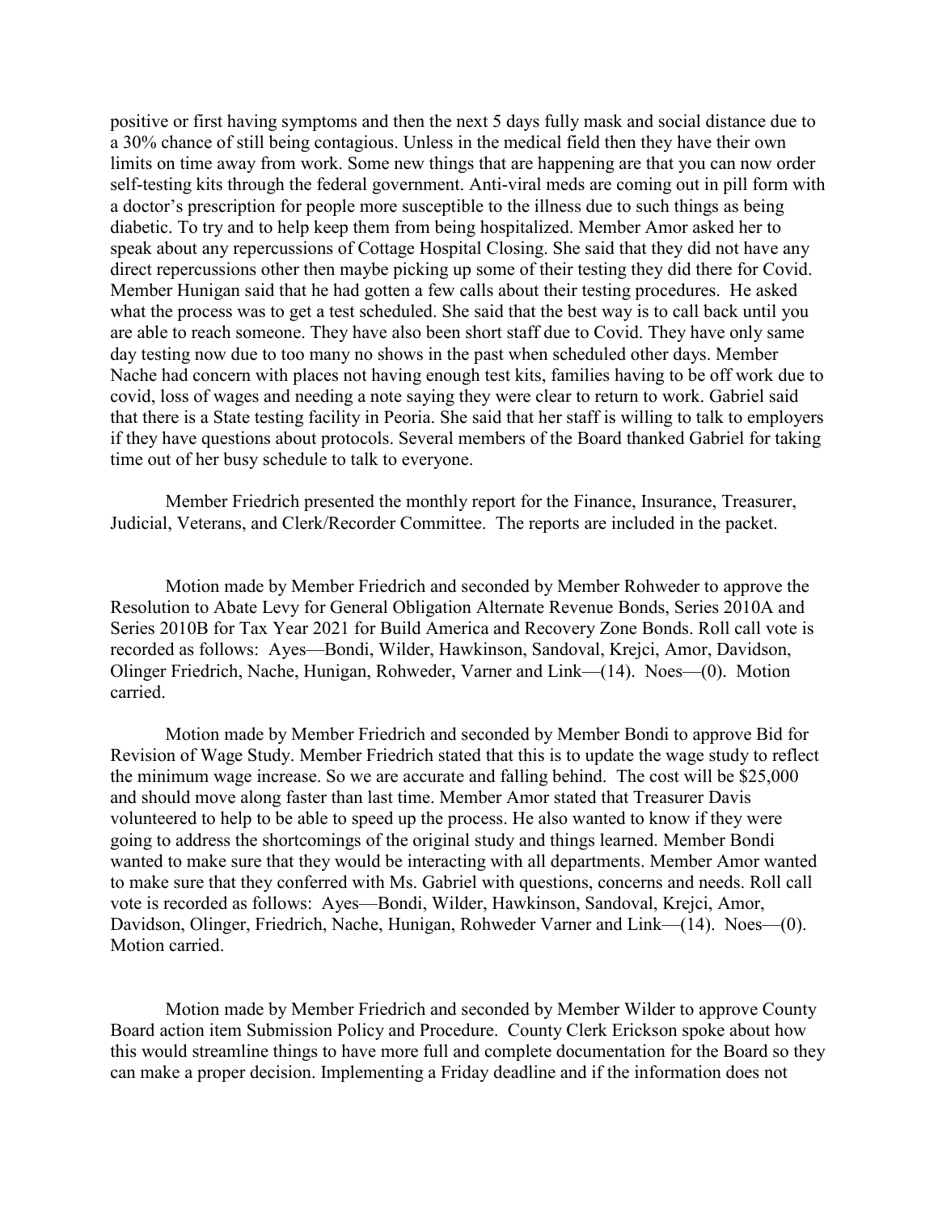positive or first having symptoms and then the next 5 days fully mask and social distance due to a 30% chance of still being contagious. Unless in the medical field then they have their own limits on time away from work. Some new things that are happening are that you can now order self-testing kits through the federal government. Anti-viral meds are coming out in pill form with a doctor's prescription for people more susceptible to the illness due to such things as being diabetic. To try and to help keep them from being hospitalized. Member Amor asked her to speak about any repercussions of Cottage Hospital Closing. She said that they did not have any direct repercussions other then maybe picking up some of their testing they did there for Covid. Member Hunigan said that he had gotten a few calls about their testing procedures. He asked what the process was to get a test scheduled. She said that the best way is to call back until you are able to reach someone. They have also been short staff due to Covid. They have only same day testing now due to too many no shows in the past when scheduled other days. Member Nache had concern with places not having enough test kits, families having to be off work due to covid, loss of wages and needing a note saying they were clear to return to work. Gabriel said that there is a State testing facility in Peoria. She said that her staff is willing to talk to employers if they have questions about protocols. Several members of the Board thanked Gabriel for taking time out of her busy schedule to talk to everyone.

Member Friedrich presented the monthly report for the Finance, Insurance, Treasurer, Judicial, Veterans, and Clerk/Recorder Committee. The reports are included in the packet.

Motion made by Member Friedrich and seconded by Member Rohweder to approve the Resolution to Abate Levy for General Obligation Alternate Revenue Bonds, Series 2010A and Series 2010B for Tax Year 2021 for Build America and Recovery Zone Bonds. Roll call vote is recorded as follows: Ayes—Bondi, Wilder, Hawkinson, Sandoval, Krejci, Amor, Davidson, Olinger Friedrich, Nache, Hunigan, Rohweder, Varner and Link—(14). Noes—(0). Motion carried.

Motion made by Member Friedrich and seconded by Member Bondi to approve Bid for Revision of Wage Study. Member Friedrich stated that this is to update the wage study to reflect the minimum wage increase. So we are accurate and falling behind. The cost will be $25,000 and should move along faster than last time. Member Amor stated that Treasurer Davis volunteered to help to be able to speed up the process. He also wanted to know if they were going to address the shortcomings of the original study and things learned. Member Bondi wanted to make sure that they would be interacting with all departments. Member Amor wanted to make sure that they conferred with Ms. Gabriel with questions, concerns and needs. Roll call vote is recorded as follows: Ayes—Bondi, Wilder, Hawkinson, Sandoval, Krejci, Amor, Davidson, Olinger, Friedrich, Nache, Hunigan, Rohweder Varner and Link—(14). Noes—(0). Motion carried.

Motion made by Member Friedrich and seconded by Member Wilder to approve County Board action item Submission Policy and Procedure. County Clerk Erickson spoke about how this would streamline things to have more full and complete documentation for the Board so they can make a proper decision. Implementing a Friday deadline and if the information does not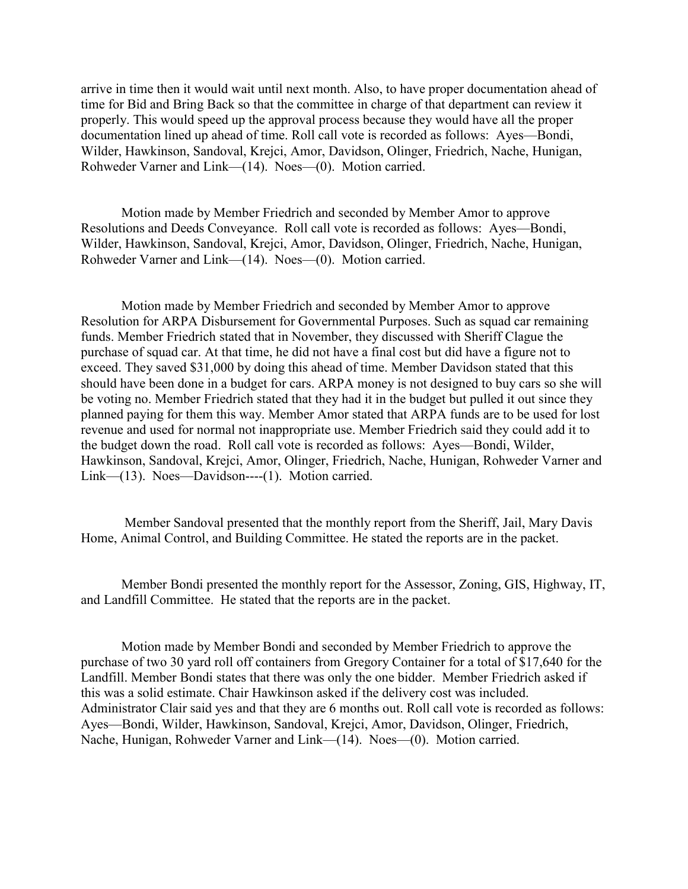arrive in time then it would wait until next month. Also, to have proper documentation ahead of time for Bid and Bring Back so that the committee in charge of that department can review it properly. This would speed up the approval process because they would have all the proper documentation lined up ahead of time. Roll call vote is recorded as follows: Ayes—Bondi, Wilder, Hawkinson, Sandoval, Krejci, Amor, Davidson, Olinger, Friedrich, Nache, Hunigan, Rohweder Varner and Link—(14). Noes—(0). Motion carried.

Motion made by Member Friedrich and seconded by Member Amor to approve Resolutions and Deeds Conveyance. Roll call vote is recorded as follows: Ayes—Bondi, Wilder, Hawkinson, Sandoval, Krejci, Amor, Davidson, Olinger, Friedrich, Nache, Hunigan, Rohweder Varner and Link—(14). Noes—(0). Motion carried.

Motion made by Member Friedrich and seconded by Member Amor to approve Resolution for ARPA Disbursement for Governmental Purposes. Such as squad car remaining funds. Member Friedrich stated that in November, they discussed with Sheriff Clague the purchase of squad car. At that time, he did not have a final cost but did have a figure not to exceed. They saved $31,000 by doing this ahead of time. Member Davidson stated that this should have been done in a budget for cars. ARPA money is not designed to buy cars so she will be voting no. Member Friedrich stated that they had it in the budget but pulled it out since they planned paying for them this way. Member Amor stated that ARPA funds are to be used for lost revenue and used for normal not inappropriate use. Member Friedrich said they could add it to the budget down the road. Roll call vote is recorded as follows: Ayes—Bondi, Wilder, Hawkinson, Sandoval, Krejci, Amor, Olinger, Friedrich, Nache, Hunigan, Rohweder Varner and Link—(13). Noes—Davidson----(1). Motion carried.

Member Sandoval presented that the monthly report from the Sheriff, Jail, Mary Davis Home, Animal Control, and Building Committee. He stated the reports are in the packet.

Member Bondi presented the monthly report for the Assessor, Zoning, GIS, Highway, IT, and Landfill Committee. He stated that the reports are in the packet.

Motion made by Member Bondi and seconded by Member Friedrich to approve the purchase of two 30 yard roll off containers from Gregory Container for a total of $17,640 for the Landfill. Member Bondi states that there was only the one bidder. Member Friedrich asked if this was a solid estimate. Chair Hawkinson asked if the delivery cost was included. Administrator Clair said yes and that they are 6 months out. Roll call vote is recorded as follows: Ayes—Bondi, Wilder, Hawkinson, Sandoval, Krejci, Amor, Davidson, Olinger, Friedrich, Nache, Hunigan, Rohweder Varner and Link—(14). Noes—(0). Motion carried.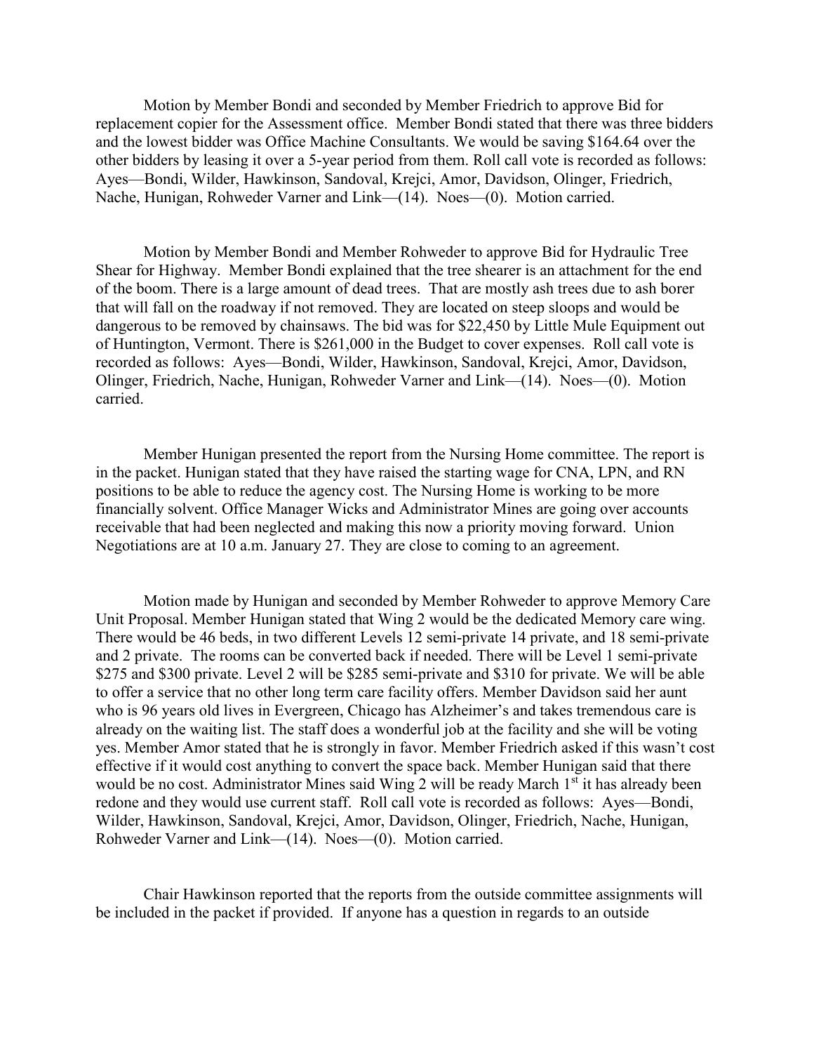Motion by Member Bondi and seconded by Member Friedrich to approve Bid for replacement copier for the Assessment office. Member Bondi stated that there was three bidders and the lowest bidder was Office Machine Consultants. We would be saving $164.64 over the other bidders by leasing it over a 5-year period from them. Roll call vote is recorded as follows: Ayes—Bondi, Wilder, Hawkinson, Sandoval, Krejci, Amor, Davidson, Olinger, Friedrich, Nache, Hunigan, Rohweder Varner and Link—(14). Noes—(0). Motion carried.

Motion by Member Bondi and Member Rohweder to approve Bid for Hydraulic Tree Shear for Highway. Member Bondi explained that the tree shearer is an attachment for the end of the boom. There is a large amount of dead trees. That are mostly ash trees due to ash borer that will fall on the roadway if not removed. They are located on steep sloops and would be dangerous to be removed by chainsaws. The bid was for $22,450 by Little Mule Equipment out of Huntington, Vermont. There is $261,000 in the Budget to cover expenses. Roll call vote is recorded as follows: Ayes—Bondi, Wilder, Hawkinson, Sandoval, Krejci, Amor, Davidson, Olinger, Friedrich, Nache, Hunigan, Rohweder Varner and Link—(14). Noes—(0). Motion carried.

Member Hunigan presented the report from the Nursing Home committee. The report is in the packet. Hunigan stated that they have raised the starting wage for CNA, LPN, and RN positions to be able to reduce the agency cost. The Nursing Home is working to be more financially solvent. Office Manager Wicks and Administrator Mines are going over accounts receivable that had been neglected and making this now a priority moving forward. Union Negotiations are at 10 a.m. January 27. They are close to coming to an agreement.

Motion made by Hunigan and seconded by Member Rohweder to approve Memory Care Unit Proposal. Member Hunigan stated that Wing 2 would be the dedicated Memory care wing. There would be 46 beds, in two different Levels 12 semi-private 14 private, and 18 semi-private and 2 private. The rooms can be converted back if needed. There will be Level 1 semi-private $275 and $300 private. Level 2 will be $285 semi-private and $310 for private. We will be able to offer a service that no other long term care facility offers. Member Davidson said her aunt who is 96 years old lives in Evergreen, Chicago has Alzheimer's and takes tremendous care is already on the waiting list. The staff does a wonderful job at the facility and she will be voting yes. Member Amor stated that he is strongly in favor. Member Friedrich asked if this wasn't cost effective if it would cost anything to convert the space back. Member Hunigan said that there would be no cost. Administrator Mines said Wing 2 will be ready March 1st it has already been redone and they would use current staff. Roll call vote is recorded as follows: Ayes—Bondi, Wilder, Hawkinson, Sandoval, Krejci, Amor, Davidson, Olinger, Friedrich, Nache, Hunigan, Rohweder Varner and Link—(14). Noes—(0). Motion carried.

Chair Hawkinson reported that the reports from the outside committee assignments will be included in the packet if provided. If anyone has a question in regards to an outside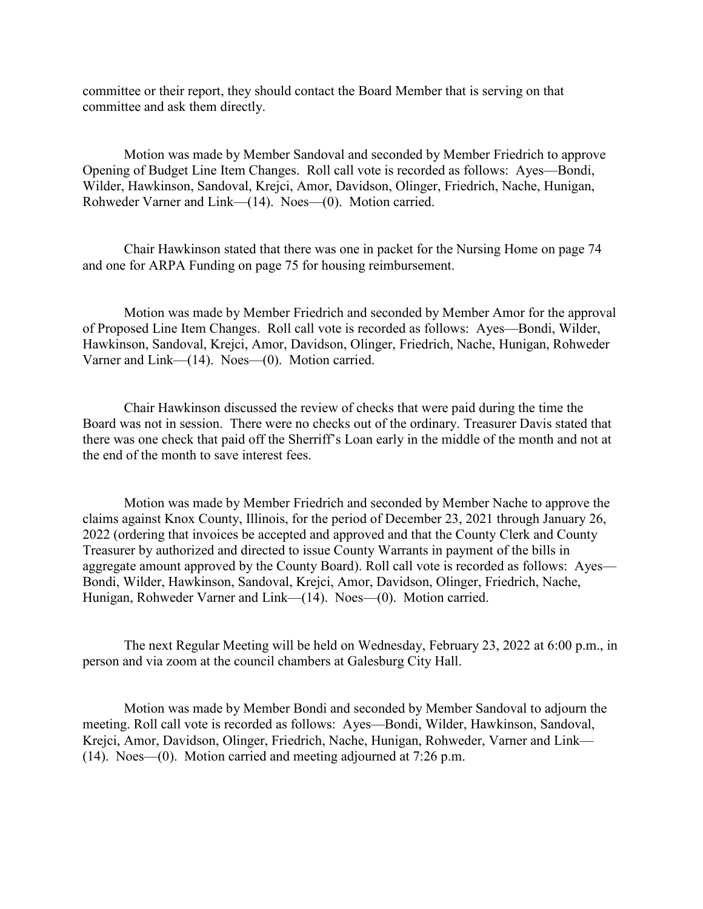committee or their report, they should contact the Board Member that is serving on that committee and ask them directly.

Motion was made by Member Sandoval and seconded by Member Friedrich to approve Opening of Budget Line Item Changes. Roll call vote is recorded as follows: Ayes—Bondi, Wilder, Hawkinson, Sandoval, Krejci, Amor, Davidson, Olinger, Friedrich, Nache, Hunigan, Rohweder Varner and Link—(14). Noes—(0). Motion carried.

Chair Hawkinson stated that there was one in packet for the Nursing Home on page 74 and one for ARPA Funding on page 75 for housing reimbursement.

Motion was made by Member Friedrich and seconded by Member Amor for the approval of Proposed Line Item Changes. Roll call vote is recorded as follows: Ayes—Bondi, Wilder, Hawkinson, Sandoval, Krejci, Amor, Davidson, Olinger, Friedrich, Nache, Hunigan, Rohweder Varner and Link—(14). Noes—(0). Motion carried.

Chair Hawkinson discussed the review of checks that were paid during the time the Board was not in session. There were no checks out of the ordinary. Treasurer Davis stated that there was one check that paid off the Sherriff's Loan early in the middle of the month and not at the end of the month to save interest fees.

Motion was made by Member Friedrich and seconded by Member Nache to approve the claims against Knox County, Illinois, for the period of December 23, 2021 through January 26, 2022 (ordering that invoices be accepted and approved and that the County Clerk and County Treasurer by authorized and directed to issue County Warrants in payment of the bills in aggregate amount approved by the County Board). Roll call vote is recorded as follows: Ayes—Bondi, Wilder, Hawkinson, Sandoval, Krejci, Amor, Davidson, Olinger, Friedrich, Nache, Hunigan, Rohweder Varner and Link—(14). Noes—(0). Motion carried.

The next Regular Meeting will be held on Wednesday, February 23, 2022 at 6:00 p.m., in person and via zoom at the council chambers at Galesburg City Hall.

Motion was made by Member Bondi and seconded by Member Sandoval to adjourn the meeting. Roll call vote is recorded as follows: Ayes—Bondi, Wilder, Hawkinson, Sandoval, Krejci, Amor, Davidson, Olinger, Friedrich, Nache, Hunigan, Rohweder, Varner and Link—(14). Noes—(0). Motion carried and meeting adjourned at 7:26 p.m.